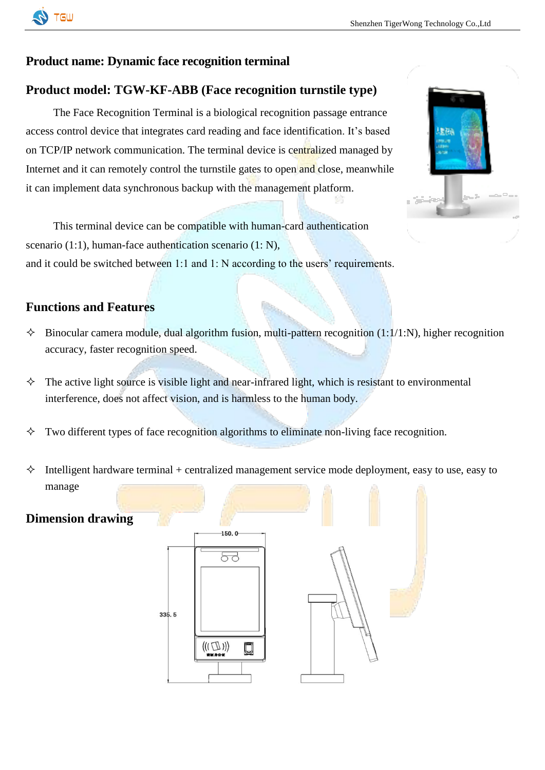## Product name: Dynamic face recognition terminal

## Product model: TGW-KF-ABB (Face recognition turnstile type)

The Face Recognition Terminal is a biological recognition passage entrance access control device that integrates card reading and face identification. It's based on TCP/IP network communication. The terminal device is centralized managed by Internet and it can remotely control the turnstile gates to open and close, meanwhile it can implement data synchronous backup with the management platform.

This terminal device can be compatible with human-card authentication scenario (1:1), human-face authentication scenario (1: N), and it could be switched between 1:1 and 1: N according to the users' requirements.

## Functions and Features

- ✧ Binocular camera module, dual algorithm fusion, multi-pattern recognition (1:1/1:N), higher recognition accuracy, faster recognition speed.
- ✧ The active light source is visible light and near-infrared light, which is resistant to environmental interference, does not affect vision, and is harmless to the human body.
- ✧ Two different types of face recognition algorithms to eliminate non-living face recognition.
- ✧ Intelligent hardware terminal + centralized management service mode deployment, easy to use, easy to manage

## Dimension drawing

150. 0

335. 5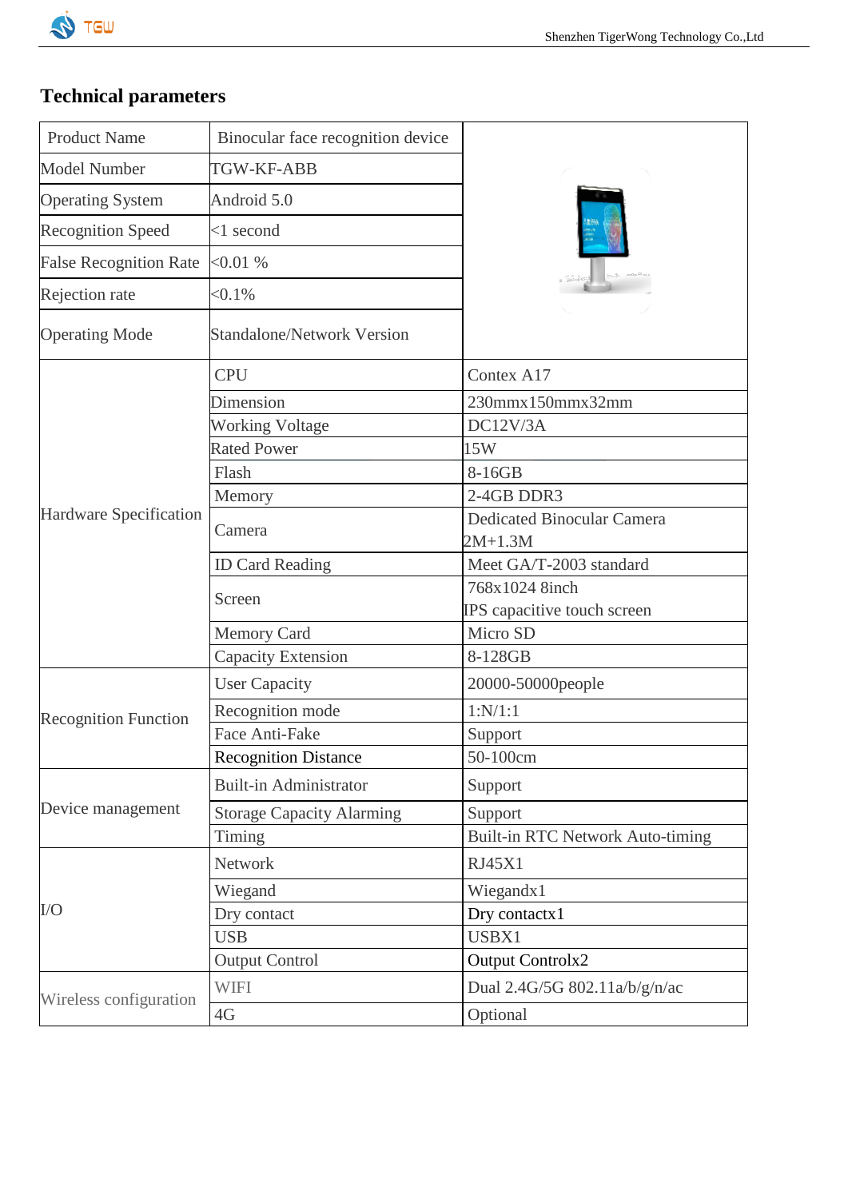## Technical parameters

| | | |
|---|---|---|
| Product Name | Binocular face recognition device | |
| Model Number | TGW-KF-ABB | |
| Operating System | Android 5.0 | |
| Recognition Speed | <1 second | |
| False Recognition Rate | <0.01 % | |
| Rejection rate | <0.1% | |
| Operating Mode | Standalone/Network Version | |
| Hardware Specification | CPU | Contex A17 |
| | Dimension | 230mmx150mmx32mm |
| | Working Voltage | DC12V/3A |
| | Rated Power | 15W |
| | Flash | 8-16GB |
| | Memory | 2-4GB DDR3 |
| | Camera | Dedicated Binocular Camera 2M+1.3M |
| | ID Card Reading | Meet GA/T-2003 standard |
| | Screen | 768x1024 8inch IPS capacitive touch screen |
| | Memory Card | Micro SD |
| | Capacity Extension | 8-128GB |
| Recognition Function | User Capacity | 20000-50000people |
| | Recognition mode | 1:N/1:1 |
| | Face Anti-Fake | Support |
| | Recognition Distance | 50-100cm |
| Device management | Built-in Administrator | Support |
| | Storage Capacity Alarming | Support |
| | Timing | Built-in RTC Network Auto-timing |
| I/O | Network | RJ45X1 |
| | Wiegand | Wiegandx1 |
| | Dry contact | Dry contactx1 |
| | USB | USBX1 |
| | Output Control | Output Controlx2 |
| Wireless configuration | WIFI | Dual 2.4G/5G 802.11a/b/g/n/ac |
| | 4G | Optional |